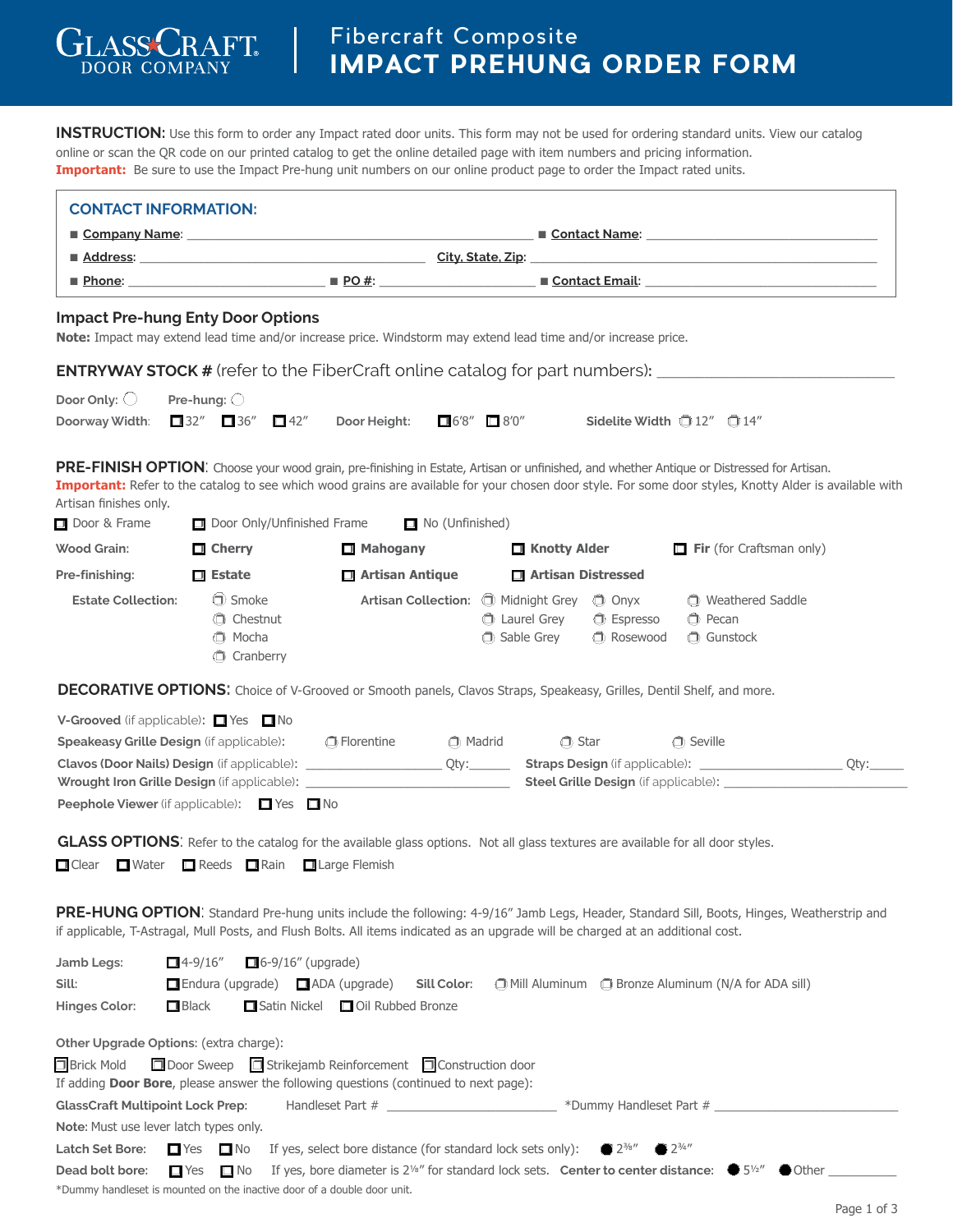# GlassCraft Door Company

## Fibercraft Composite
## IMPACT PREHUNG ORDER FORM

**INSTRUCTION:** Use this form to order any Impact rated door units. This form may not be used for ordering standard units. View our catalog online or scan the QR code on our printed catalog to get the online detailed page with item numbers and pricing information.
**Important:** Be sure to use the Impact Pre-hung unit numbers on our online product page to order the Impact rated units.

### CONTACT INFORMATION:

- **Company Name**: ______________________ ■ **Contact Name**: ______________________
- **Address**: ______________________ **City, State, Zip**: ______________________
- **Phone**: ______________ ■ **PO #**: ______________ ■ **Contact Email**: ______________________

### Impact Pre-hung Enty Door Options

**Note:** Impact may extend lead time and/or increase price. Windstorm may extend lead time and/or increase price.

**ENTRYWAY STOCK #** (refer to the FiberCraft online catalog for part numbers): ______________________

**Door Only:** ◯ **Pre-hung:** ◯

**Doorway Width**: ☐ 32″ ☐ 36″ ☐ 42″ **Door Height**: ☐ 6′8″ ☐ 8′0″ **Sidelite Width** ◯ 12″ ◯ 14″

**PRE-FINISH OPTION**: Choose your wood grain, pre-finishing in Estate, Artisan or unfinished, and whether Antique or Distressed for Artisan.
**Important:** Refer to the catalog to see which wood grains are available for your chosen door style. For some door styles, Knotty Alder is available with Artisan finishes only.

☐ Door & Frame ☐ Door Only/Unfinished Frame ☐ No (Unfinished)

**Wood Grain:** ☐ **Cherry** ☐ **Mahogany** ☐ **Knotty Alder** ☐ **Fir** (for Craftsman only)

**Pre-finishing:** ☐ **Estate** ☐ **Artisan Antique** ☐ **Artisan Distressed**

**Estate Collection:** ◯ Smoke ◯ Chestnut ◯ Mocha ◯ Cranberry

**Artisan Collection:** ◯ Midnight Grey ◯ Laurel Grey ◯ Sable Grey ◯ Onyx ◯ Espresso ◯ Rosewood ◯ Weathered Saddle ◯ Pecan ◯ Gunstock

**DECORATIVE OPTIONS:** Choice of V-Grooved or Smooth panels, Clavos Straps, Speakeasy, Grilles, Dentil Shelf, and more.

**V-Grooved** (if applicable): ☐ Yes ☐ No

**Speakeasy Grille Design** (if applicable): ◯ Florentine ◯ Madrid ◯ Star ◯ Seville

**Clavos (Door Nails) Design** (if applicable): ______________ Qty:______ **Straps Design** (if applicable): ______________ Qty:______

**Wrought Iron Grille Design** (if applicable): ______________ **Steel Grille Design** (if applicable): ______________

**Peephole Viewer** (if applicable): ☐ Yes ☐ No

**GLASS OPTIONS**: Refer to the catalog for the available glass options. Not all glass textures are available for all door styles.

☐ Clear ☐ Water ☐ Reeds ☐ Rain ☐ Large Flemish

**PRE-HUNG OPTION**: Standard Pre-hung units include the following: 4-9/16″ Jamb Legs, Header, Standard Sill, Boots, Hinges, Weatherstrip and if applicable, T-Astragal, Mull Posts, and Flush Bolts. All items indicated as an upgrade will be charged at an additional cost.

**Jamb Legs:** ☐ 4-9/16″ ☐ 6-9/16″ (upgrade)

**Sill:** ☐ Endura (upgrade) ☐ ADA (upgrade) **Sill Color:** ◯ Mill Aluminum ◯ Bronze Aluminum (N/A for ADA sill)

**Hinges Color:** ☐ Black ☐ Satin Nickel ☐ Oil Rubbed Bronze

**Other Upgrade Options**: (extra charge):

☐ Brick Mold ☐ Door Sweep ☐ Strikejamb Reinforcement ☐ Construction door

If adding **Door Bore**, please answer the following questions (continued to next page):

**GlassCraft Multipoint Lock Prep**: Handleset Part # ______________ *Dummy Handleset Part # ______________

**Note**: Must use lever latch types only.

**Latch Set Bore:** ☐ Yes ☐ No If yes, select bore distance (for standard lock sets only): ● 2⅜″ ● 2¾″

**Dead bolt bore:** ☐ Yes ☐ No If yes, bore diameter is 2⅛″ for standard lock sets. **Center to center distance:** ● 5½″ ● Other __________

*Dummy handleset is mounted on the inactive door of a double door unit.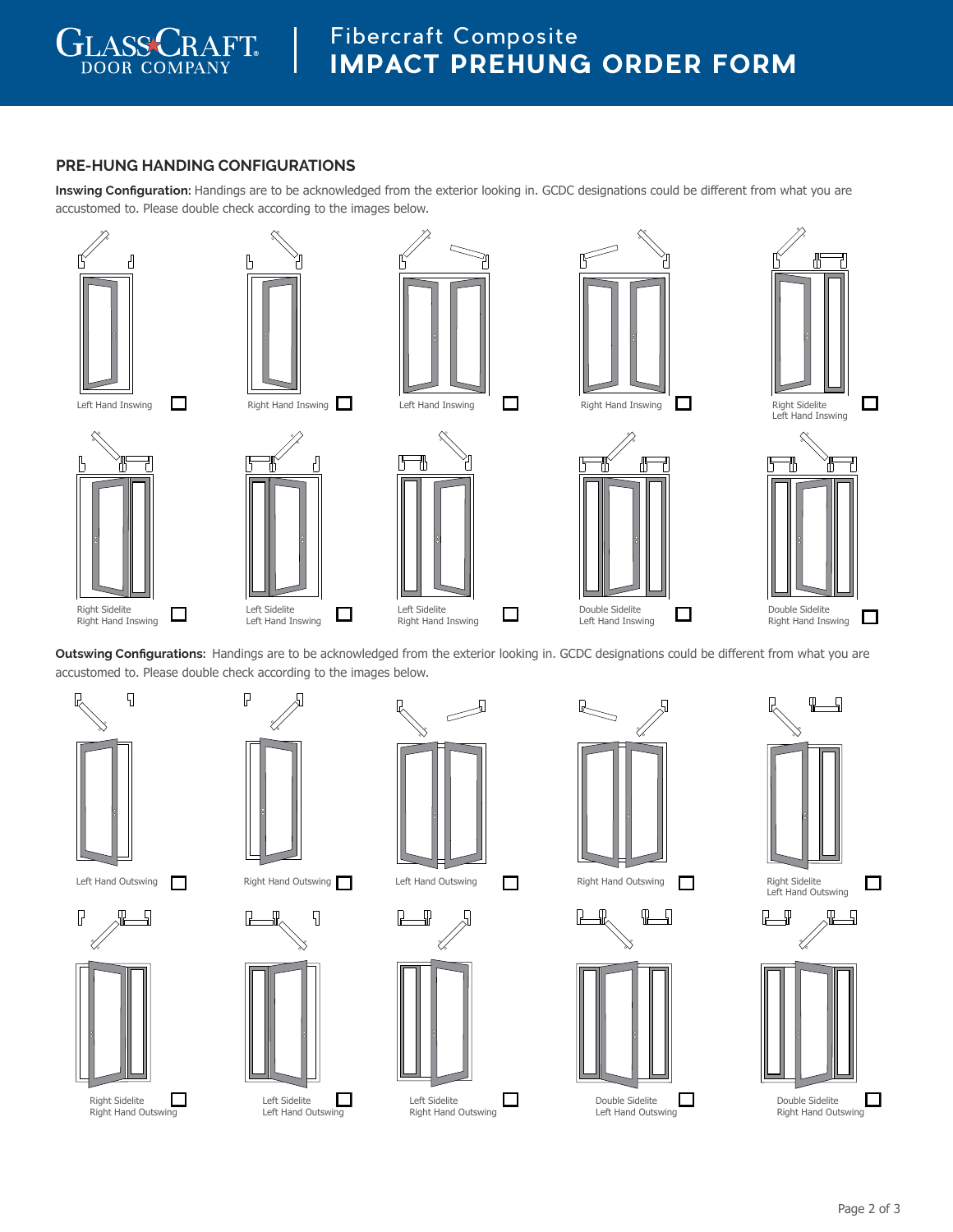# Fibercraft Composite IMPACT PREHUNG ORDER FORM

## PRE-HUNG HANDING CONFIGURATIONS

**Inswing Configuration:** Handings are to be acknowledged from the exterior looking in. GCDC designations could be different from what you are accustomed to. Please double check according to the images below.

- ☐ Left Hand Inswing
- ☐ Right Hand Inswing
- ☐ Left Hand Inswing
- ☐ Right Hand Inswing
- ☐ Right Sidelite Left Hand Inswing
- ☐ Right Sidelite Right Hand Inswing
- ☐ Left Sidelite Left Hand Inswing
- ☐ Left Sidelite Right Hand Inswing
- ☐ Double Sidelite Left Hand Inswing
- ☐ Double Sidelite Right Hand Inswing

**Outswing Configurations:** Handings are to be acknowledged from the exterior looking in. GCDC designations could be different from what you are accustomed to. Please double check according to the images below.

- ☐ Left Hand Outswing
- ☐ Right Hand Outswing
- ☐ Left Hand Outswing
- ☐ Right Hand Outswing
- ☐ Right Sidelite Left Hand Outswing
- ☐ Right Sidelite Right Hand Outswing
- ☐ Left Sidelite Left Hand Outswing
- ☐ Left Sidelite Right Hand Outswing
- ☐ Double Sidelite Left Hand Outswing
- ☐ Double Sidelite Right Hand Outswing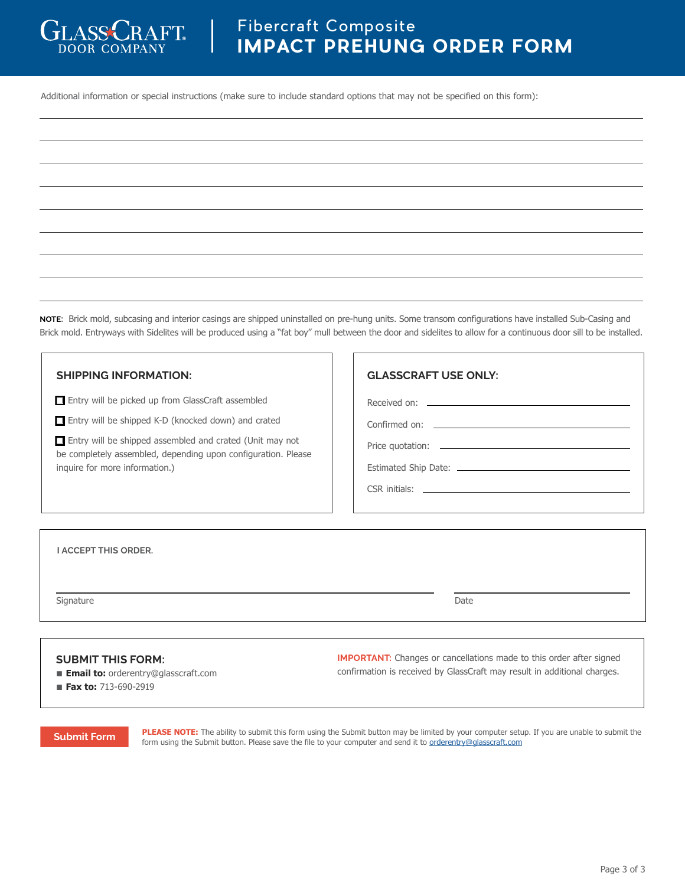GLASSCRAFT DOOR COMPANY

# Fibercraft Composite IMPACT PREHUNG ORDER FORM

Additional information or special instructions (make sure to include standard options that may not be specified on this form):

________________________________________________

________________________________________________

________________________________________________

________________________________________________

________________________________________________

________________________________________________

________________________________________________

________________________________________________

**NOTE**: Brick mold, subcasing and interior casings are shipped uninstalled on pre-hung units. Some transom configurations have installed Sub-Casing and Brick mold. Entryways with Sidelites will be produced using a "fat boy" mull between the door and sidelites to allow for a continuous door sill to be installed.

## SHIPPING INFORMATION:

- ☐ Entry will be picked up from GlassCraft assembled
- ☐ Entry will be shipped K-D (knocked down) and crated
- ☐ Entry will be shipped assembled and crated (Unit may not be completely assembled, depending upon configuration. Please inquire for more information.)

## GLASSCRAFT USE ONLY:

Received on: ______________________

Confirmed on: ______________________

Price quotation: ______________________

Estimated Ship Date: ______________________

CSR initials: ______________________

**I ACCEPT THIS ORDER.**

Signature ______________________ Date ______________________

## SUBMIT THIS FORM:

- **Email to:** orderentry@glasscraft.com
- **Fax to:** 713-690-2919

**IMPORTANT:** Changes or cancellations made to this order after signed confirmation is received by GlassCraft may result in additional charges.

Submit Form

**PLEASE NOTE:** The ability to submit this form using the Submit button may be limited by your computer setup. If you are unable to submit the form using the Submit button. Please save the file to your computer and send it to orderentry@glasscraft.com